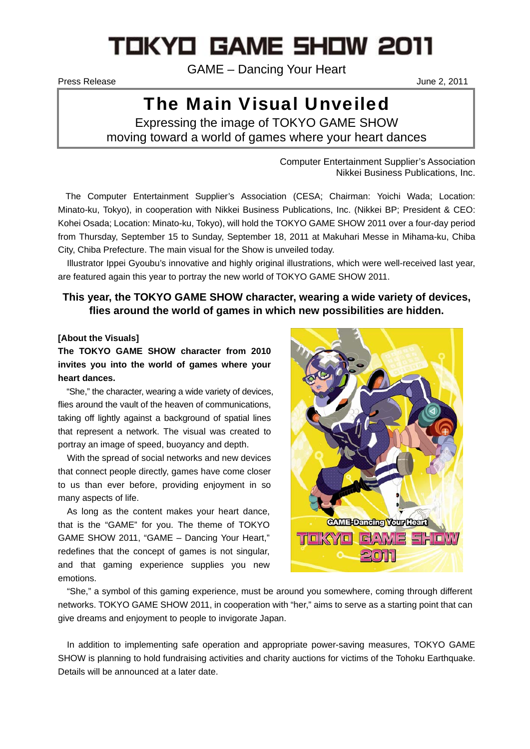# TOKYO GAME SHOW 2011

GAME – Dancing Your Heart

Press Release

June 2, 2011

## The Main Visual Unveiled

Expressing the image of TOKYO GAME SHOW moving toward a world of games where your heart dances

Computer Entertainment Supplier's Association
Nikkei Business Publications, Inc.

The Computer Entertainment Supplier's Association (CESA; Chairman: Yoichi Wada; Location: Minato-ku, Tokyo), in cooperation with Nikkei Business Publications, Inc. (Nikkei BP; President & CEO: Kohei Osada; Location: Minato-ku, Tokyo), will hold the TOKYO GAME SHOW 2011 over a four-day period from Thursday, September 15 to Sunday, September 18, 2011 at Makuhari Messe in Mihama-ku, Chiba City, Chiba Prefecture. The main visual for the Show is unveiled today.

Illustrator Ippei Gyoubu's innovative and highly original illustrations, which were well-received last year, are featured again this year to portray the new world of TOKYO GAME SHOW 2011.

### This year, the TOKYO GAME SHOW character, wearing a wide variety of devices, flies around the world of games in which new possibilities are hidden.

**[About the Visuals]**

**The TOKYO GAME SHOW character from 2010 invites you into the world of games where your heart dances.**

"She," the character, wearing a wide variety of devices, flies around the vault of the heaven of communications, taking off lightly against a background of spatial lines that represent a network. The visual was created to portray an image of speed, buoyancy and depth.

With the spread of social networks and new devices that connect people directly, games have come closer to us than ever before, providing enjoyment in so many aspects of life.

As long as the content makes your heart dance, that is the "GAME" for you. The theme of TOKYO GAME SHOW 2011, "GAME – Dancing Your Heart," redefines that the concept of games is not singular, and that gaming experience supplies you new emotions.

"She," a symbol of this gaming experience, must be around you somewhere, coming through different networks. TOKYO GAME SHOW 2011, in cooperation with "her," aims to serve as a starting point that can give dreams and enjoyment to people to invigorate Japan.

In addition to implementing safe operation and appropriate power-saving measures, TOKYO GAME SHOW is planning to hold fundraising activities and charity auctions for victims of the Tohoku Earthquake. Details will be announced at a later date.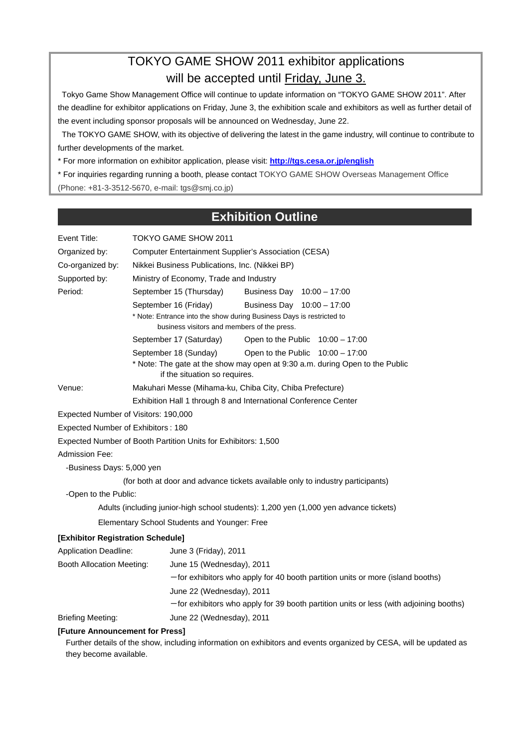## TOKYO GAME SHOW 2011 exhibitor applications will be accepted until Friday, June 3.

Tokyo Game Show Management Office will continue to update information on "TOKYO GAME SHOW 2011". After the deadline for exhibitor applications on Friday, June 3, the exhibition scale and exhibitors as well as further detail of the event including sponsor proposals will be announced on Wednesday, June 22.

The TOKYO GAME SHOW, with its objective of delivering the latest in the game industry, will continue to contribute to further developments of the market.

* For more information on exhibitor application, please visit: **http://tgs.cesa.or.jp/english**

* For inquiries regarding running a booth, please contact TOKYO GAME SHOW Overseas Management Office (Phone: +81-3-3512-5670, e-mail: tgs@smj.co.jp)

## Exhibition Outline

Event Title: TOKYO GAME SHOW 2011

Organized by: Computer Entertainment Supplier's Association (CESA)

Co-organized by: Nikkei Business Publications, Inc. (Nikkei BP)

Supported by: Ministry of Economy, Trade and Industry

Period:
- September 15 (Thursday) Business Day 10:00 – 17:00
- September 16 (Friday) Business Day 10:00 – 17:00

  * Note: Entrance into the show during Business Days is restricted to business visitors and members of the press.
- September 17 (Saturday) Open to the Public 10:00 – 17:00
- September 18 (Sunday) Open to the Public 10:00 – 17:00

  * Note: The gate at the show may open at 9:30 a.m. during Open to the Public if the situation so requires.

Venue: Makuhari Messe (Mihama-ku, Chiba City, Chiba Prefecture)
Exhibition Hall 1 through 8 and International Conference Center

Expected Number of Visitors: 190,000

Expected Number of Exhibitors : 180

Expected Number of Booth Partition Units for Exhibitors: 1,500

Admission Fee:

-Business Days: 5,000 yen
(for both at door and advance tickets available only to industry participants)

-Open to the Public:
Adults (including junior-high school students): 1,200 yen (1,000 yen advance tickets)
Elementary School Students and Younger: Free

**[Exhibitor Registration Schedule]**

Application Deadline: June 3 (Friday), 2011

Booth Allocation Meeting: June 15 (Wednesday), 2011
－for exhibitors who apply for 40 booth partition units or more (island booths)
June 22 (Wednesday), 2011
－for exhibitors who apply for 39 booth partition units or less (with adjoining booths)

Briefing Meeting: June 22 (Wednesday), 2011

**[Future Announcement for Press]**

Further details of the show, including information on exhibitors and events organized by CESA, will be updated as they become available.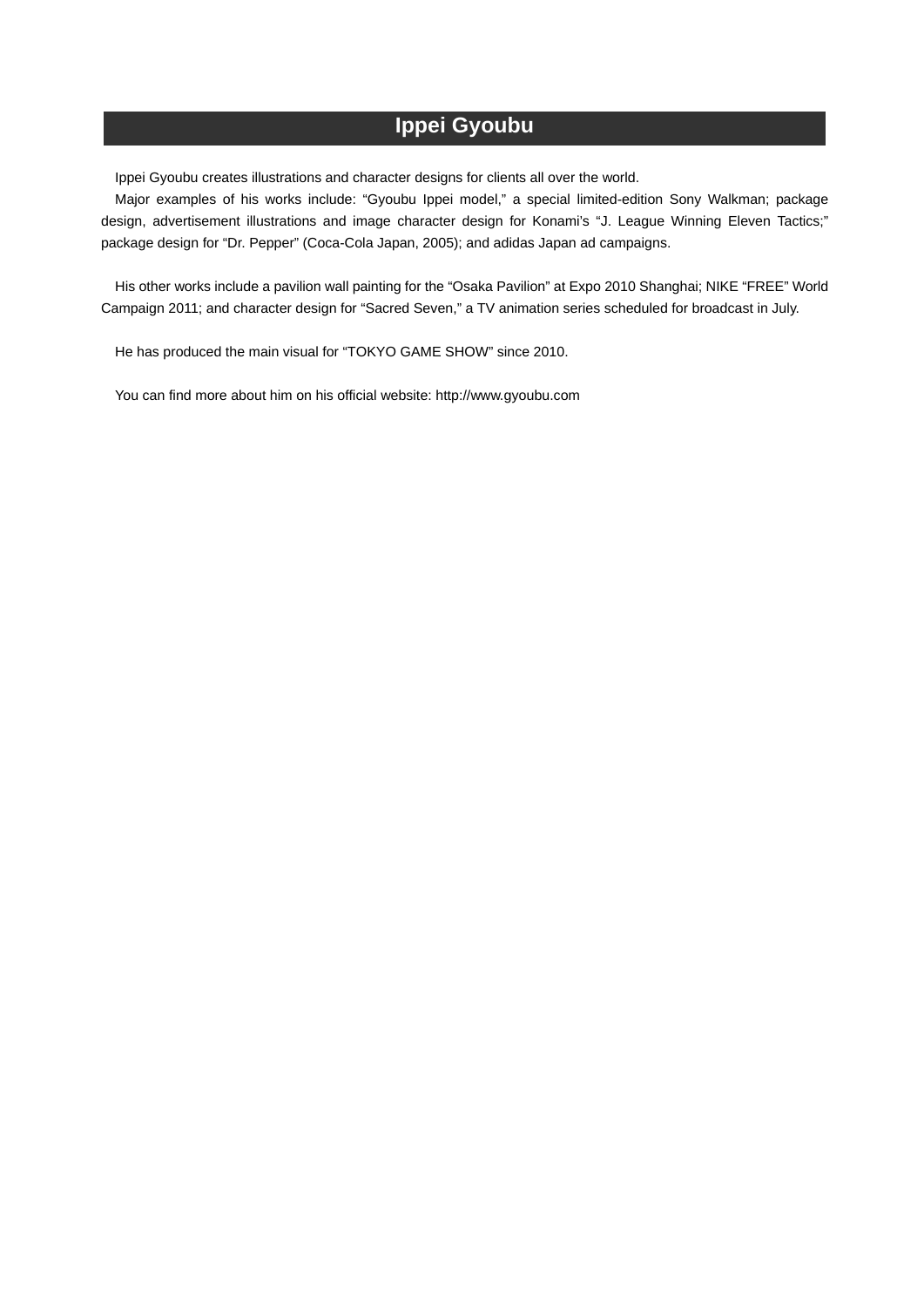## Ippei Gyoubu

Ippei Gyoubu creates illustrations and character designs for clients all over the world.

Major examples of his works include: “Gyoubu Ippei model,” a special limited-edition Sony Walkman; package design, advertisement illustrations and image character design for Konami’s “J. League Winning Eleven Tactics;” package design for “Dr. Pepper” (Coca-Cola Japan, 2005); and adidas Japan ad campaigns.

His other works include a pavilion wall painting for the “Osaka Pavilion” at Expo 2010 Shanghai; NIKE “FREE” World Campaign 2011; and character design for “Sacred Seven,” a TV animation series scheduled for broadcast in July.

He has produced the main visual for “TOKYO GAME SHOW” since 2010.

You can find more about him on his official website: http://www.gyoubu.com